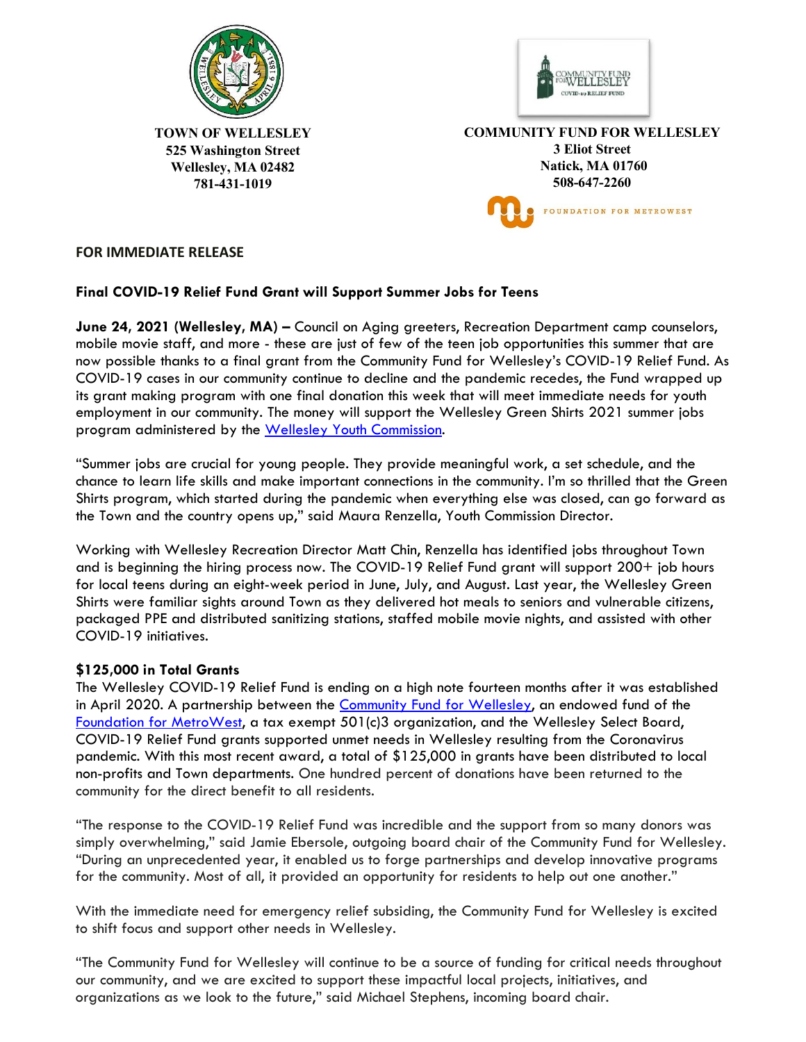**TOWN OF WELLESLEY**
**525 Washington Street**
**Wellesley, MA 02482**
**781-431-1019**

**COMMUNITY FUND FOR WELLESLEY**
**3 Eliot Street**
**Natick, MA 01760**
**508-647-2260**

FOUNDATION FOR METROWEST

**FOR IMMEDIATE RELEASE**

**Final COVID-19 Relief Fund Grant will Support Summer Jobs for Teens**

**June 24, 2021 (Wellesley, MA) –** Council on Aging greeters, Recreation Department camp counselors, mobile movie staff, and more - these are just of few of the teen job opportunities this summer that are now possible thanks to a final grant from the Community Fund for Wellesley's COVID-19 Relief Fund. As COVID-19 cases in our community continue to decline and the pandemic recedes, the Fund wrapped up its grant making program with one final donation this week that will meet immediate needs for youth employment in our community. The money will support the Wellesley Green Shirts 2021 summer jobs program administered by the Wellesley Youth Commission.

"Summer jobs are crucial for young people. They provide meaningful work, a set schedule, and the chance to learn life skills and make important connections in the community. I'm so thrilled that the Green Shirts program, which started during the pandemic when everything else was closed, can go forward as the Town and the country opens up," said Maura Renzella, Youth Commission Director.

Working with Wellesley Recreation Director Matt Chin, Renzella has identified jobs throughout Town and is beginning the hiring process now. The COVID-19 Relief Fund grant will support 200+ job hours for local teens during an eight-week period in June, July, and August. Last year, the Wellesley Green Shirts were familiar sights around Town as they delivered hot meals to seniors and vulnerable citizens, packaged PPE and distributed sanitizing stations, staffed mobile movie nights, and assisted with other COVID-19 initiatives.

**$125,000 in Total Grants**

The Wellesley COVID-19 Relief Fund is ending on a high note fourteen months after it was established in April 2020. A partnership between the Community Fund for Wellesley, an endowed fund of the Foundation for MetroWest, a tax exempt 501(c)3 organization, and the Wellesley Select Board, COVID-19 Relief Fund grants supported unmet needs in Wellesley resulting from the Coronavirus pandemic. With this most recent award, a total of $125,000 in grants have been distributed to local non-profits and Town departments. One hundred percent of donations have been returned to the community for the direct benefit to all residents.

"The response to the COVID-19 Relief Fund was incredible and the support from so many donors was simply overwhelming," said Jamie Ebersole, outgoing board chair of the Community Fund for Wellesley. "During an unprecedented year, it enabled us to forge partnerships and develop innovative programs for the community. Most of all, it provided an opportunity for residents to help out one another."

With the immediate need for emergency relief subsiding, the Community Fund for Wellesley is excited to shift focus and support other needs in Wellesley.

"The Community Fund for Wellesley will continue to be a source of funding for critical needs throughout our community, and we are excited to support these impactful local projects, initiatives, and organizations as we look to the future," said Michael Stephens, incoming board chair.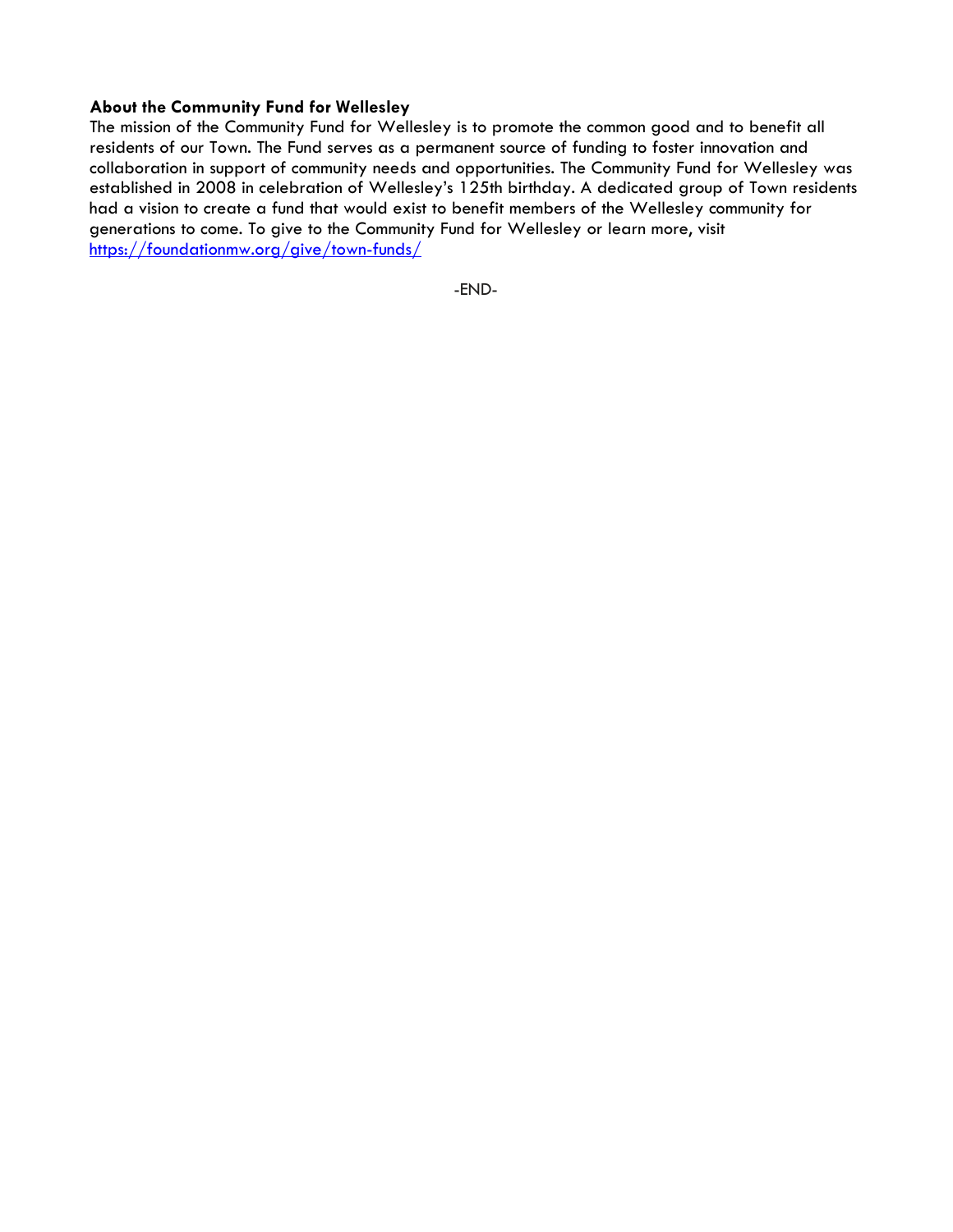**About the Community Fund for Wellesley**

The mission of the Community Fund for Wellesley is to promote the common good and to benefit all residents of our Town. The Fund serves as a permanent source of funding to foster innovation and collaboration in support of community needs and opportunities. The Community Fund for Wellesley was established in 2008 in celebration of Wellesley's 125th birthday. A dedicated group of Town residents had a vision to create a fund that would exist to benefit members of the Wellesley community for generations to come. To give to the Community Fund for Wellesley or learn more, visit https://foundationmw.org/give/town-funds/

-END-